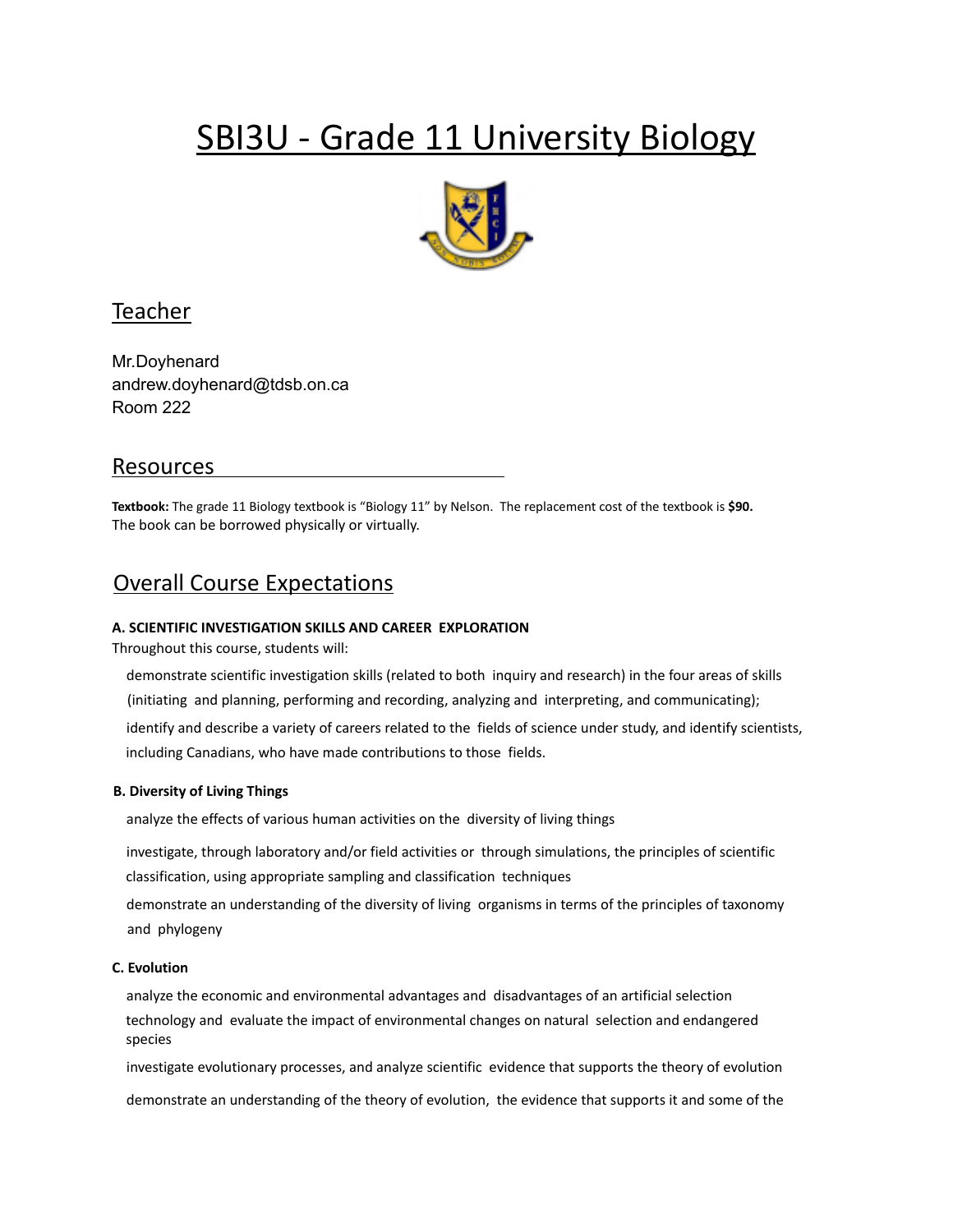# SBI3U - Grade 11 University Biology

## Teacher

Mr.Doyhenard
andrew.doyhenard@tdsb.on.ca
Room 222

## Resources

**Textbook:** The grade 11 Biology textbook is "Biology 11" by Nelson. The replacement cost of the textbook is **$90.** The book can be borrowed physically or virtually.

## Overall Course Expectations

**A. SCIENTIFIC INVESTIGATION SKILLS AND CAREER EXPLORATION**

Throughout this course, students will:

demonstrate scientific investigation skills (related to both inquiry and research) in the four areas of skills (initiating and planning, performing and recording, analyzing and interpreting, and communicating);

identify and describe a variety of careers related to the fields of science under study, and identify scientists, including Canadians, who have made contributions to those fields.

**B. Diversity of Living Things**

analyze the effects of various human activities on the diversity of living things

investigate, through laboratory and/or field activities or through simulations, the principles of scientific classification, using appropriate sampling and classification techniques

demonstrate an understanding of the diversity of living organisms in terms of the principles of taxonomy and phylogeny

**C. Evolution**

analyze the economic and environmental advantages and disadvantages of an artificial selection technology and evaluate the impact of environmental changes on natural selection and endangered species

investigate evolutionary processes, and analyze scientific evidence that supports the theory of evolution

demonstrate an understanding of the theory of evolution, the evidence that supports it and some of the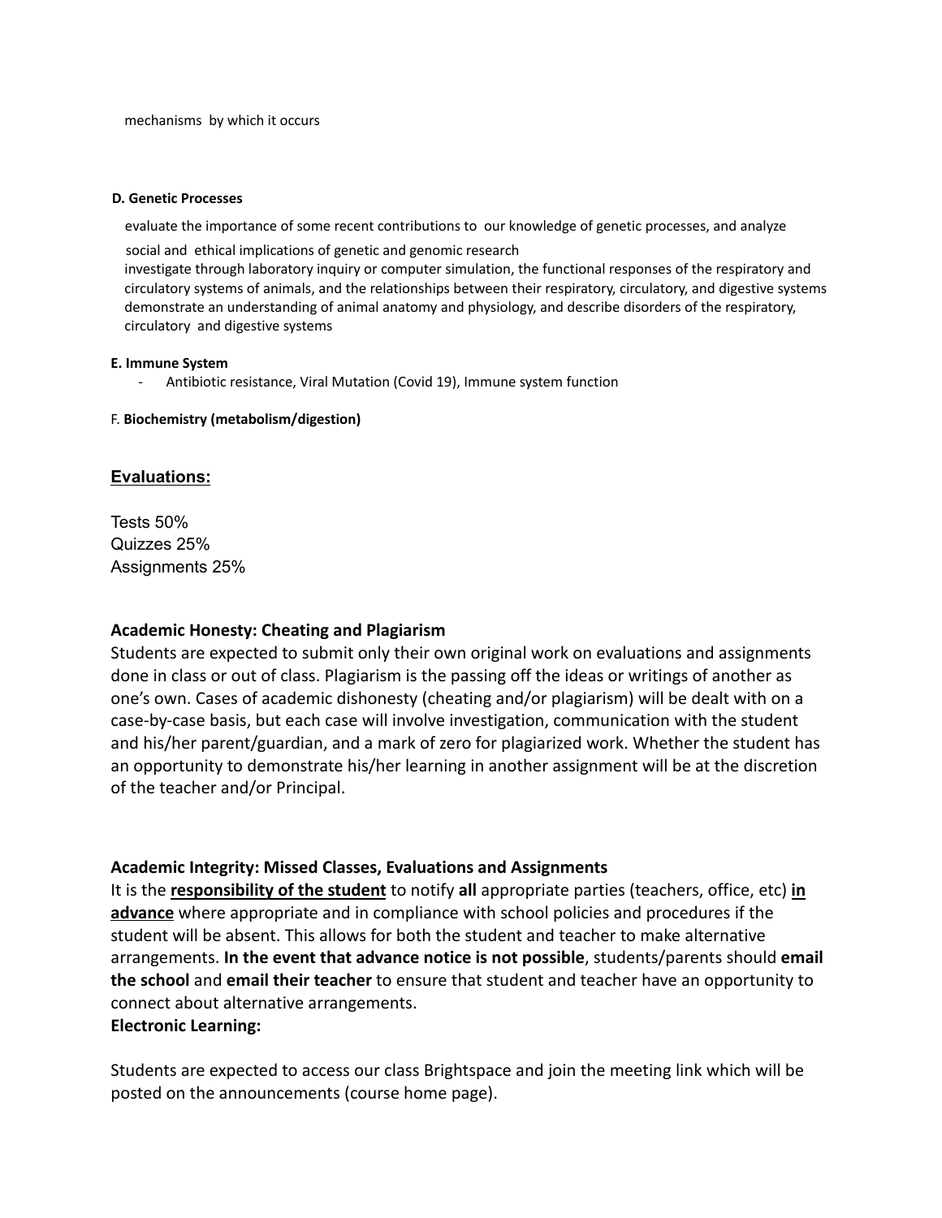mechanisms by which it occurs

**D. Genetic Processes**

evaluate the importance of some recent contributions to our knowledge of genetic processes, and analyze social and ethical implications of genetic and genomic research
investigate through laboratory inquiry or computer simulation, the functional responses of the respiratory and circulatory systems of animals, and the relationships between their respiratory, circulatory, and digestive systems
demonstrate an understanding of animal anatomy and physiology, and describe disorders of the respiratory, circulatory and digestive systems

**E. Immune System**

- Antibiotic resistance, Viral Mutation (Covid 19), Immune system function

F. **Biochemistry (metabolism/digestion)**

## <u>Evaluations:</u>

Tests 50%
Quizzes 25%
Assignments 25%

### Academic Honesty: Cheating and Plagiarism

Students are expected to submit only their own original work on evaluations and assignments done in class or out of class. Plagiarism is the passing off the ideas or writings of another as one's own. Cases of academic dishonesty (cheating and/or plagiarism) will be dealt with on a case-by-case basis, but each case will involve investigation, communication with the student and his/her parent/guardian, and a mark of zero for plagiarized work. Whether the student has an opportunity to demonstrate his/her learning in another assignment will be at the discretion of the teacher and/or Principal.

### Academic Integrity: Missed Classes, Evaluations and Assignments

It is the **<u>responsibility of the student</u>** to notify **all** appropriate parties (teachers, office, etc) **<u>in advance</u>** where appropriate and in compliance with school policies and procedures if the student will be absent. This allows for both the student and teacher to make alternative arrangements. **In the event that advance notice is not possible**, students/parents should **email the school** and **email their teacher** to ensure that student and teacher have an opportunity to connect about alternative arrangements.

**Electronic Learning:**

Students are expected to access our class Brightspace and join the meeting link which will be posted on the announcements (course home page).